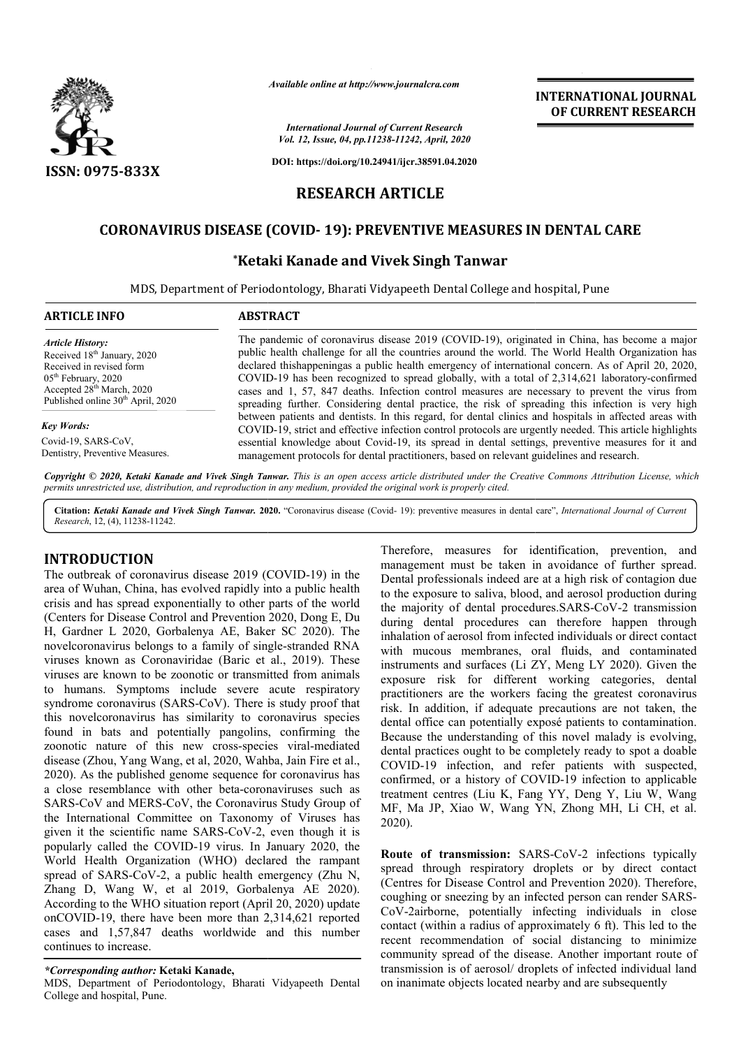*Available online at http://www.journalcra.com*

*International Journal of Current Research*
*Vol. 12, Issue, 04, pp.11238-11242, April, 2020*

**DOI: https://doi.org/10.24941/ijcr.38591.04.2020**

**ISSN: 0975-833X**

**INTERNATIONAL JOURNAL OF CURRENT RESEARCH**

# RESEARCH ARTICLE

# CORONAVIRUS DISEASE (COVID- 19): PREVENTIVE MEASURES IN DENTAL CARE

**\*Ketaki Kanade and Vivek Singh Tanwar**

MDS, Department of Periodontology, Bharati Vidyapeeth Dental College and hospital, Pune

## ARTICLE INFO

*Article History:*
Received 18th January, 2020
Received in revised form
05th February, 2020
Accepted 28th March, 2020
Published online 30th April, 2020

*Key Words:*
Covid-19, SARS-CoV,
Dentistry, Preventive Measures.

## ABSTRACT

The pandemic of coronavirus disease 2019 (COVID-19), originated in China, has become a major public health challenge for all the countries around the world. The World Health Organization has declared thishappeningas a public health emergency of international concern. As of April 20, 2020, COVID-19 has been recognized to spread globally, with a total of 2,314,621 laboratory-confirmed cases and 1, 57, 847 deaths. Infection control measures are necessary to prevent the virus from spreading further. Considering dental practice, the risk of spreading this infection is very high between patients and dentists. In this regard, for dental clinics and hospitals in affected areas with COVID-19, strict and effective infection control protocols are urgently needed. This article highlights essential knowledge about Covid-19, its spread in dental settings, preventive measures for it and management protocols for dental practitioners, based on relevant guidelines and research.

*Copyright © 2020, Ketaki Kanade and Vivek Singh Tanwar. This is an open access article distributed under the Creative Commons Attribution License, which permits unrestricted use, distribution, and reproduction in any medium, provided the original work is properly cited.*

**Citation:** *Ketaki Kanade and Vivek Singh Tanwar.* **2020.** "Coronavirus disease (Covid- 19): preventive measures in dental care", *International Journal of Current Research*, 12, (4), 11238-11242.

## INTRODUCTION

The outbreak of coronavirus disease 2019 (COVID-19) in the area of Wuhan, China, has evolved rapidly into a public health crisis and has spread exponentially to other parts of the world (Centers for Disease Control and Prevention 2020, Dong E, Du H, Gardner L 2020, Gorbalenya AE, Baker SC 2020). The novelcoronavirus belongs to a family of single-stranded RNA viruses known as Coronaviridae (Baric et al., 2019). These viruses are known to be zoonotic or transmitted from animals to humans. Symptoms include severe acute respiratory syndrome coronavirus (SARS-CoV). There is study proof that this novelcoronavirus has similarity to coronavirus species found in bats and potentially pangolins, confirming the zoonotic nature of this new cross-species viral-mediated disease (Zhou, Yang Wang, et al, 2020, Wahba, Jain Fire et al., 2020). As the published genome sequence for coronavirus has a close resemblance with other beta-coronaviruses such as SARS-CoV and MERS-CoV, the Coronavirus Study Group of the International Committee on Taxonomy of Viruses has given it the scientific name SARS-CoV-2, even though it is popularly called the COVID-19 virus. In January 2020, the World Health Organization (WHO) declared the rampant spread of SARS-CoV-2, a public health emergency (Zhu N, Zhang D, Wang W, et al 2019, Gorbalenya AE 2020). According to the WHO situation report (April 20, 2020) update onCOVID-19, there have been more than 2,314,621 reported cases and 1,57,847 deaths worldwide and this number continues to increase.

Therefore, measures for identification, prevention, and management must be taken in avoidance of further spread. Dental professionals indeed are at a high risk of contagion due to the exposure to saliva, blood, and aerosol production during the majority of dental procedures.SARS-CoV-2 transmission during dental procedures can therefore happen through inhalation of aerosol from infected individuals or direct contact with mucous membranes, oral fluids, and contaminated instruments and surfaces (Li ZY, Meng LY 2020). Given the exposure risk for different working categories, dental practitioners are the workers facing the greatest coronavirus risk. In addition, if adequate precautions are not taken, the dental office can potentially exposé patients to contamination. Because the understanding of this novel malady is evolving, dental practices ought to be completely ready to spot a doable COVID-19 infection, and refer patients with suspected, confirmed, or a history of COVID-19 infection to applicable treatment centres (Liu K, Fang YY, Deng Y, Liu W, Wang MF, Ma JP, Xiao W, Wang YN, Zhong MH, Li CH, et al. 2020).

**Route of transmission:** SARS-CoV-2 infections typically spread through respiratory droplets or by direct contact (Centres for Disease Control and Prevention 2020). Therefore, coughing or sneezing by an infected person can render SARS-CoV-2airborne, potentially infecting individuals in close contact (within a radius of approximately 6 ft). This led to the recent recommendation of social distancing to minimize community spread of the disease. Another important route of transmission is of aerosol/ droplets of infected individual land on inanimate objects located nearby and are subsequently

*\*Corresponding author:* **Ketaki Kanade,**
MDS, Department of Periodontology, Bharati Vidyapeeth Dental College and hospital, Pune.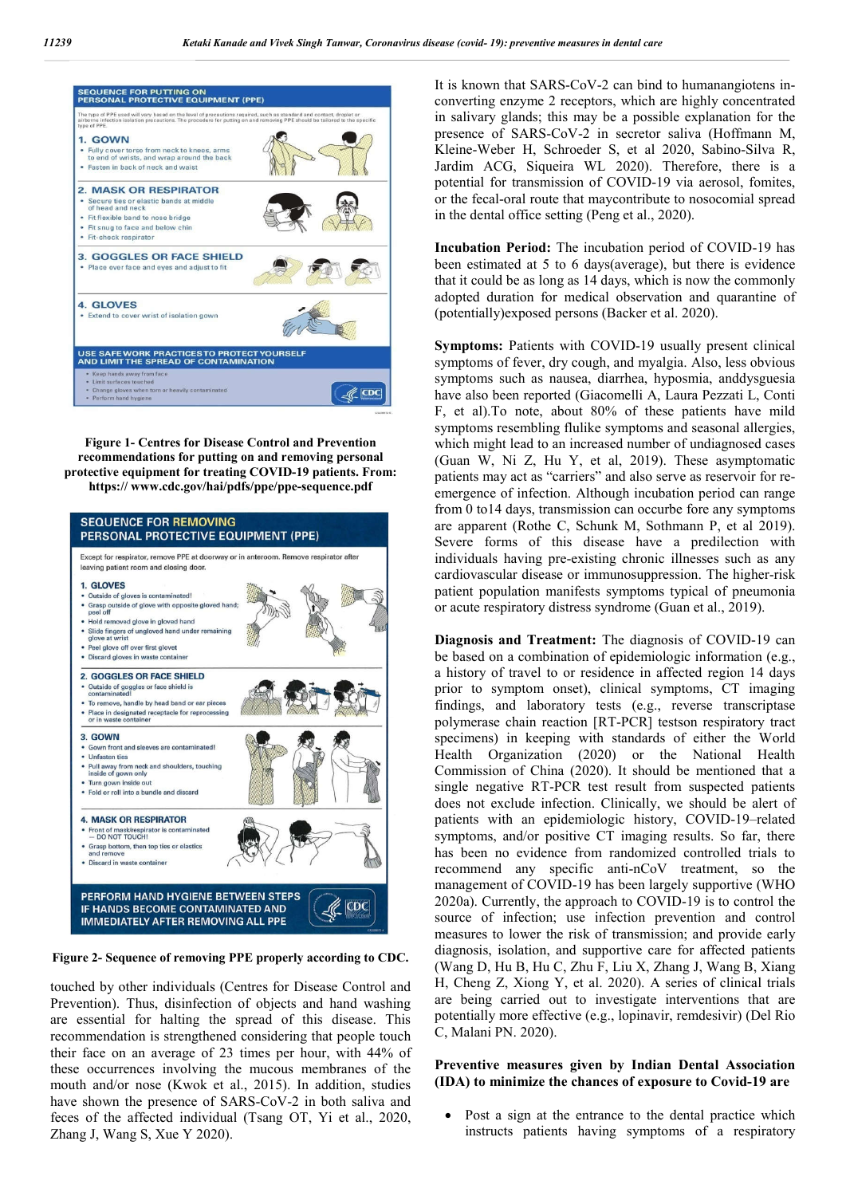**SEQUENCE FOR PUTTING ON PERSONAL PROTECTIVE EQUIPMENT (PPE)**

The type of PPE used will vary based on the level of precautions required, such as standard and contact, droplet or airborne infection isolation precautions. The procedure for putting on and removing PPE should be tailored to the specific type of PPE.

**1. GOWN**
- Fully cover torso from neck to knees, arms to end of wrists, and wrap around the back
- Fasten in back of neck and waist

**2. MASK OR RESPIRATOR**
- Secure ties or elastic bands at middle of head and neck
- Fit flexible band to nose bridge
- Fit snug to face and below chin
- Fit-check respirator

**3. GOGGLES OR FACE SHIELD**
- Place over face and eyes and adjust to fit

**4. GLOVES**
- Extend to cover wrist of isolation gown

**USE SAFE WORK PRACTICES TO PROTECT YOURSELF AND LIMIT THE SPREAD OF CONTAMINATION**
- Keep hands away from face
- Limit surfaces touched
- Change gloves when torn or heavily contaminated
- Perform hand hygiene

**Figure 1- Centres for Disease Control and Prevention recommendations for putting on and removing personal protective equipment for treating COVID-19 patients. From: https:// www.cdc.gov/hai/ppe/ppe-sequence.pdf**

**SEQUENCE FOR REMOVING PERSONAL PROTECTIVE EQUIPMENT (PPE)**

Except for respirator, remove PPE at doorway or in anteroom. Remove respirator after leaving patient room and closing door.

**1. GLOVES**
- Outside of gloves is contaminated!
- Grasp outside of glove with opposite gloved hand; peel off
- Hold removed glove in gloved hand
- Slide fingers of ungloved hand under remaining glove at wrist
- Peel glove off over first glove
- Discard gloves in waste container

**2. GOGGLES OR FACE SHIELD**
- Outside of goggles or face shield is contaminated!
- To remove, handle by head band or ear pieces
- Place in designated receptacle for reprocessing or in waste container

**3. GOWN**
- Gown front and sleeves are contaminated!
- Unfasten ties
- Pull away from neck and shoulders, touching inside of gown only
- Turn gown inside out
- Fold or roll into a bundle and discard

**4. MASK OR RESPIRATOR**
- Front of mask/respirator is contaminated — DO NOT TOUCH!
- Grasp bottom, then top ties or elastics and remove
- Discard in waste container

**PERFORM HAND HYGIENE BETWEEN STEPS IF HANDS BECOME CONTAMINATED AND IMMEDIATELY AFTER REMOVING ALL PPE**

**Figure 2- Sequence of removing PPE properly according to CDC.**

touched by other individuals (Centres for Disease Control and Prevention). Thus, disinfection of objects and hand washing are essential for halting the spread of this disease. This recommendation is strengthened considering that people touch their face on an average of 23 times per hour, with 44% of these occurrences involving the mucous membranes of the mouth and/or nose (Kwok et al., 2015). In addition, studies have shown the presence of SARS-CoV-2 in both saliva and feces of the affected individual (Tsang OT, Yi et al., 2020, Zhang J, Wang S, Xue Y 2020).

It is known that SARS-CoV-2 can bind to humanangiotens in-converting enzyme 2 receptors, which are highly concentrated in salivary glands; this may be a possible explanation for the presence of SARS-CoV-2 in secretor saliva (Hoffmann M, Kleine-Weber H, Schroeder S, et al 2020, Sabino-Silva R, Jardim ACG, Siqueira WL 2020). Therefore, there is a potential for transmission of COVID-19 via aerosol, fomites, or the fecal-oral route that maycontribute to nosocomial spread in the dental office setting (Peng et al., 2020).

**Incubation Period:** The incubation period of COVID-19 has been estimated at 5 to 6 days(average), but there is evidence that it could be as long as 14 days, which is now the commonly adopted duration for medical observation and quarantine of (potentially)exposed persons (Backer et al. 2020).

**Symptoms:** Patients with COVID-19 usually present clinical symptoms of fever, dry cough, and myalgia. Also, less obvious symptoms such as nausea, diarrhea, hyposmia, anddysguesia have also been reported (Giacomelli A, Laura Pezzati L, Conti F, et al).To note, about 80% of these patients have mild symptoms resembling flulike symptoms and seasonal allergies, which might lead to an increased number of undiagnosed cases (Guan W, Ni Z, Hu Y, et al, 2019). These asymptomatic patients may act as "carriers" and also serve as reservoir for re-emergence of infection. Although incubation period can range from 0 to14 days, transmission can occurbe fore any symptoms are apparent (Rothe C, Schunk M, Sothmann P, et al 2019). Severe forms of this disease have a predilection with individuals having pre-existing chronic illnesses such as any cardiovascular disease or immunosuppression. The higher-risk patient population manifests symptoms typical of pneumonia or acute respiratory distress syndrome (Guan et al., 2019).

**Diagnosis and Treatment:** The diagnosis of COVID-19 can be based on a combination of epidemiologic information (e.g., a history of travel to or residence in affected region 14 days prior to symptom onset), clinical symptoms, CT imaging findings, and laboratory tests (e.g., reverse transcriptase polymerase chain reaction [RT-PCR] testson respiratory tract specimens) in keeping with standards of either the World Health Organization (2020) or the National Health Commission of China (2020). It should be mentioned that a single negative RT-PCR test result from suspected patients does not exclude infection. Clinically, we should be alert of patients with an epidemiologic history, COVID-19–related symptoms, and/or positive CT imaging results. So far, there has been no evidence from randomized controlled trials to recommend any specific anti-nCoV treatment, so the management of COVID-19 has been largely supportive (WHO 2020a). Currently, the approach to COVID-19 is to control the source of infection; use infection prevention and control measures to lower the risk of transmission; and provide early diagnosis, isolation, and supportive care for affected patients (Wang D, Hu B, Hu C, Zhu F, Liu X, Zhang J, Wang B, Xiang H, Cheng Z, Xiong Y, et al. 2020). A series of clinical trials are being carried out to investigate interventions that are potentially more effective (e.g., lopinavir, remdesivir) (Del Rio C, Malani PN. 2020).

**Preventive measures given by Indian Dental Association (IDA) to minimize the chances of exposure to Covid-19 are**

- Post a sign at the entrance to the dental practice which instructs patients having symptoms of a respiratory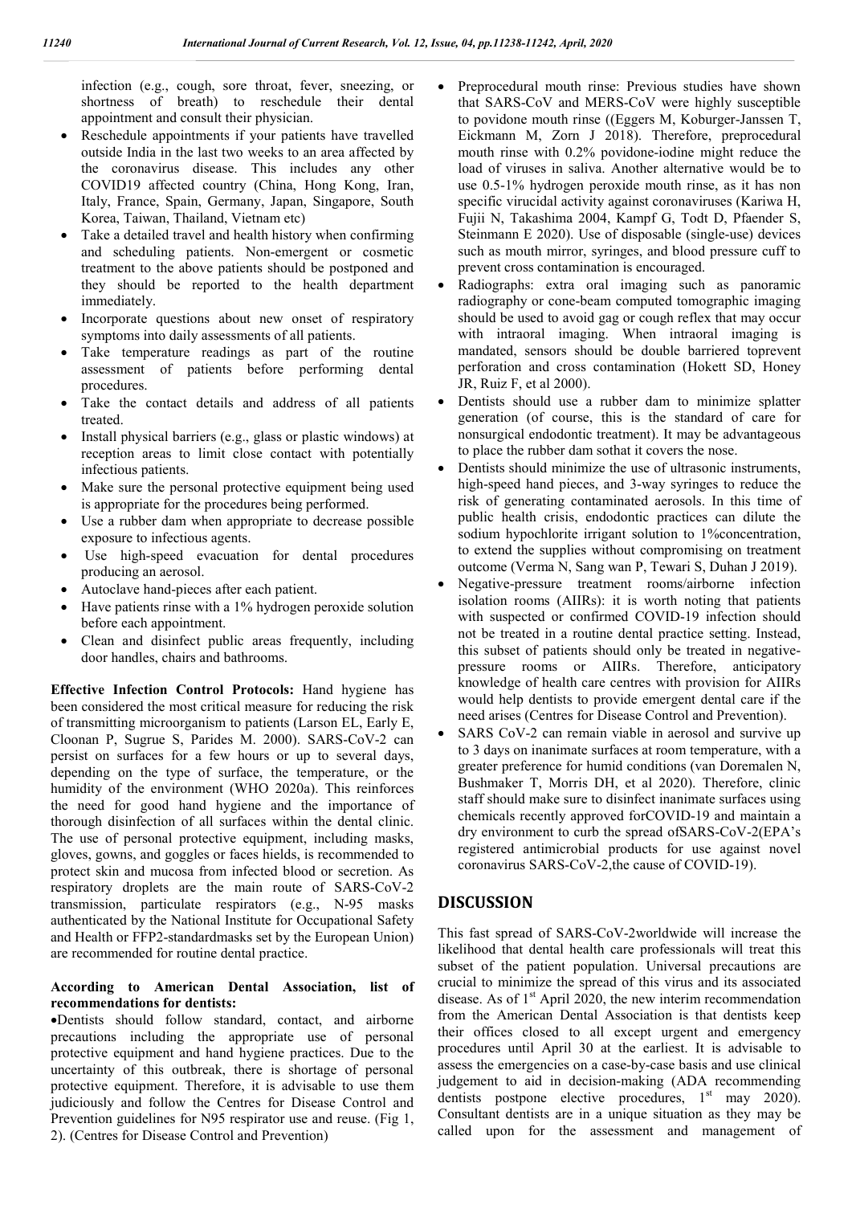infection (e.g., cough, sore throat, fever, sneezing, or shortness of breath) to reschedule their dental appointment and consult their physician.

- Reschedule appointments if your patients have travelled outside India in the last two weeks to an area affected by the coronavirus disease. This includes any other COVID19 affected country (China, Hong Kong, Iran, Italy, France, Spain, Germany, Japan, Singapore, South Korea, Taiwan, Thailand, Vietnam etc)
- Take a detailed travel and health history when confirming and scheduling patients. Non-emergent or cosmetic treatment to the above patients should be postponed and they should be reported to the health department immediately.
- Incorporate questions about new onset of respiratory symptoms into daily assessments of all patients.
- Take temperature readings as part of the routine assessment of patients before performing dental procedures.
- Take the contact details and address of all patients treated.
- Install physical barriers (e.g., glass or plastic windows) at reception areas to limit close contact with potentially infectious patients.
- Make sure the personal protective equipment being used is appropriate for the procedures being performed.
- Use a rubber dam when appropriate to decrease possible exposure to infectious agents.
- Use high-speed evacuation for dental procedures producing an aerosol.
- Autoclave hand-pieces after each patient.
- Have patients rinse with a 1% hydrogen peroxide solution before each appointment.
- Clean and disinfect public areas frequently, including door handles, chairs and bathrooms.

**Effective Infection Control Protocols:** Hand hygiene has been considered the most critical measure for reducing the risk of transmitting microorganism to patients (Larson EL, Early E, Cloonan P, Sugrue S, Parides M. 2000). SARS-CoV-2 can persist on surfaces for a few hours or up to several days, depending on the type of surface, the temperature, or the humidity of the environment (WHO 2020a). This reinforces the need for good hand hygiene and the importance of thorough disinfection of all surfaces within the dental clinic. The use of personal protective equipment, including masks, gloves, gowns, and goggles or faces hields, is recommended to protect skin and mucosa from infected blood or secretion. As respiratory droplets are the main route of SARS-CoV-2 transmission, particulate respirators (e.g., N-95 masks authenticated by the National Institute for Occupational Safety and Health or FFP2-standardmasks set by the European Union) are recommended for routine dental practice.

**According to American Dental Association, list of recommendations for dentists:**

- Dentists should follow standard, contact, and airborne precautions including the appropriate use of personal protective equipment and hand hygiene practices. Due to the uncertainty of this outbreak, there is shortage of personal protective equipment. Therefore, it is advisable to use them judiciously and follow the Centres for Disease Control and Prevention guidelines for N95 respirator use and reuse. (Fig 1, 2). (Centres for Disease Control and Prevention)
- Preprocedural mouth rinse: Previous studies have shown that SARS-CoV and MERS-CoV were highly susceptible to povidone mouth rinse ((Eggers M, Koburger-Janssen T, Eickmann M, Zorn J 2018). Therefore, preprocedural mouth rinse with 0.2% povidone-iodine might reduce the load of viruses in saliva. Another alternative would be to use 0.5-1% hydrogen peroxide mouth rinse, as it has non specific virucidal activity against coronaviruses (Kariwa H, Fujii N, Takashima 2004, Kampf G, Todt D, Pfaender S, Steinmann E 2020). Use of disposable (single-use) devices such as mouth mirror, syringes, and blood pressure cuff to prevent cross contamination is encouraged.
- Radiographs: extra oral imaging such as panoramic radiography or cone-beam computed tomographic imaging should be used to avoid gag or cough reflex that may occur with intraoral imaging. When intraoral imaging is mandated, sensors should be double barriered toprevent perforation and cross contamination (Hokett SD, Honey JR, Ruiz F, et al 2000).
- Dentists should use a rubber dam to minimize splatter generation (of course, this is the standard of care for nonsurgical endodontic treatment). It may be advantageous to place the rubber dam sothat it covers the nose.
- Dentists should minimize the use of ultrasonic instruments, high-speed hand pieces, and 3-way syringes to reduce the risk of generating contaminated aerosols. In this time of public health crisis, endodontic practices can dilute the sodium hypochlorite irrigant solution to 1%concentration, to extend the supplies without compromising on treatment outcome (Verma N, Sang wan P, Tewari S, Duhan J 2019).
- Negative-pressure treatment rooms/airborne infection isolation rooms (AIIRs): it is worth noting that patients with suspected or confirmed COVID-19 infection should not be treated in a routine dental practice setting. Instead, this subset of patients should only be treated in negative-pressure rooms or AIIRs. Therefore, anticipatory knowledge of health care centres with provision for AIIRs would help dentists to provide emergent dental care if the need arises (Centres for Disease Control and Prevention).
- SARS CoV-2 can remain viable in aerosol and survive up to 3 days on inanimate surfaces at room temperature, with a greater preference for humid conditions (van Doremalen N, Bushmaker T, Morris DH, et al 2020). Therefore, clinic staff should make sure to disinfect inanimate surfaces using chemicals recently approved forCOVID-19 and maintain a dry environment to curb the spread ofSARS-CoV-2(EPA's registered antimicrobial products for use against novel coronavirus SARS-CoV-2,the cause of COVID-19).

## DISCUSSION

This fast spread of SARS-CoV-2worldwide will increase the likelihood that dental health care professionals will treat this subset of the patient population. Universal precautions are crucial to minimize the spread of this virus and its associated disease. As of 1st April 2020, the new interim recommendation from the American Dental Association is that dentists keep their offices closed to all except urgent and emergency procedures until April 30 at the earliest. It is advisable to assess the emergencies on a case-by-case basis and use clinical judgement to aid in decision-making (ADA recommending dentists postpone elective procedures, 1st may 2020). Consultant dentists are in a unique situation as they may be called upon for the assessment and management of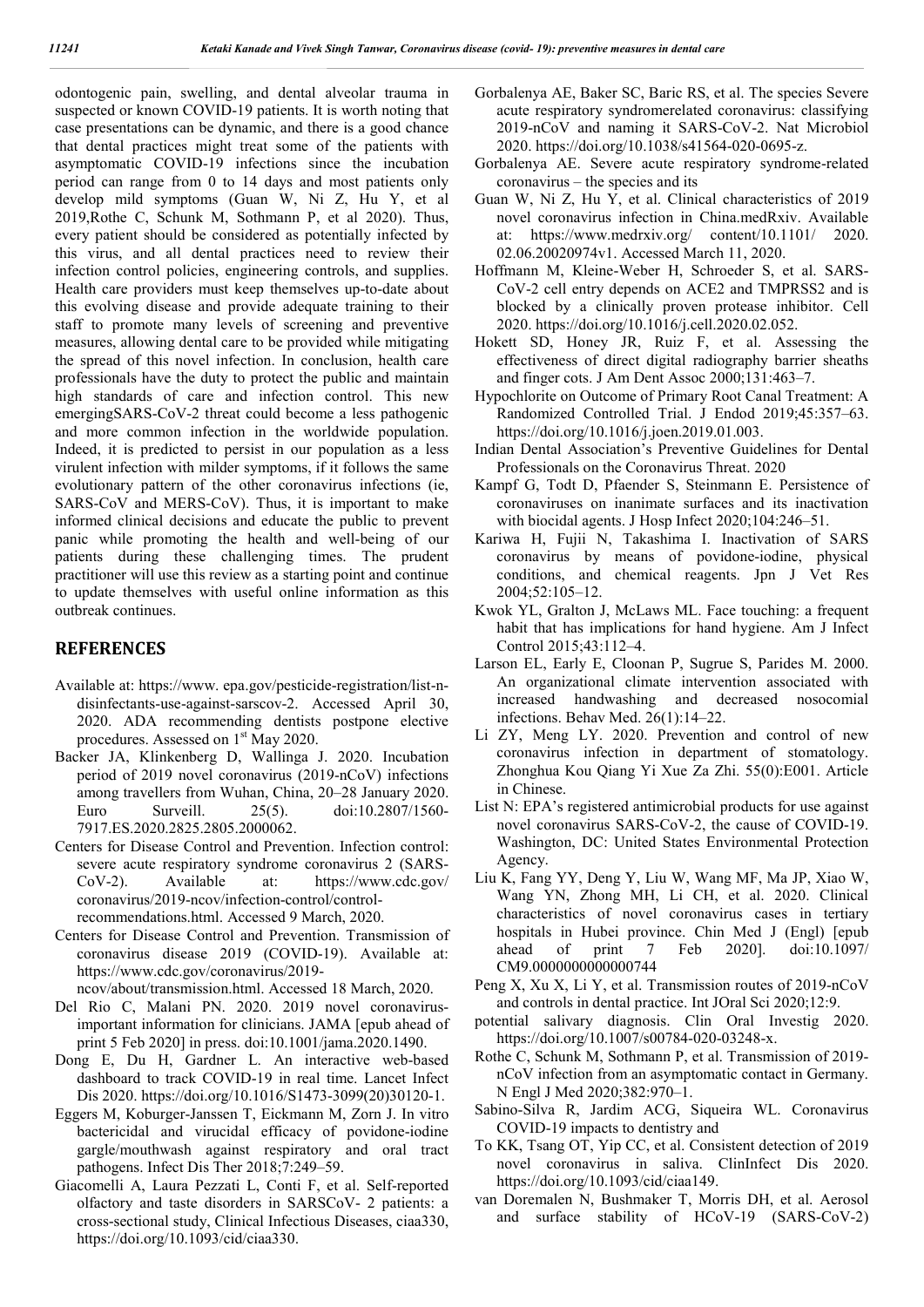odontogenic pain, swelling, and dental alveolar trauma in suspected or known COVID-19 patients. It is worth noting that case presentations can be dynamic, and there is a good chance that dental practices might treat some of the patients with asymptomatic COVID-19 infections since the incubation period can range from 0 to 14 days and most patients only develop mild symptoms (Guan W, Ni Z, Hu Y, et al 2019,Rothe C, Schunk M, Sothmann P, et al 2020). Thus, every patient should be considered as potentially infected by this virus, and all dental practices need to review their infection control policies, engineering controls, and supplies. Health care providers must keep themselves up-to-date about this evolving disease and provide adequate training to their staff to promote many levels of screening and preventive measures, allowing dental care to be provided while mitigating the spread of this novel infection. In conclusion, health care professionals have the duty to protect the public and maintain high standards of care and infection control. This new emergingSARS-CoV-2 threat could become a less pathogenic and more common infection in the worldwide population. Indeed, it is predicted to persist in our population as a less virulent infection with milder symptoms, if it follows the same evolutionary pattern of the other coronavirus infections (ie, SARS-CoV and MERS-CoV). Thus, it is important to make informed clinical decisions and educate the public to prevent panic while promoting the health and well-being of our patients during these challenging times. The prudent practitioner will use this review as a starting point and continue to update themselves with useful online information as this outbreak continues.

## REFERENCES

Available at: https://www. epa.gov/pesticide-registration/list-n-disinfectants-use-against-sarscov-2. Accessed April 30, 2020. ADA recommending dentists postpone elective procedures. Assessed on 1st May 2020.

Backer JA, Klinkenberg D, Wallinga J. 2020. Incubation period of 2019 novel coronavirus (2019-nCoV) infections among travellers from Wuhan, China, 20–28 January 2020. Euro Surveill. 25(5). doi:10.2807/1560-7917.ES.2020.2825.2805.2000062.

Centers for Disease Control and Prevention. Infection control: severe acute respiratory syndrome coronavirus 2 (SARS-CoV-2). Available at: https://www.cdc.gov/ coronavirus/2019-ncov/infection-control/control-recommendations.html. Accessed 9 March, 2020.

Centers for Disease Control and Prevention. Transmission of coronavirus disease 2019 (COVID-19). Available at: https://www.cdc.gov/coronavirus/2019-ncov/about/transmission.html. Accessed 18 March, 2020.

Del Rio C, Malani PN. 2020. 2019 novel coronavirus-important information for clinicians. JAMA [epub ahead of print 5 Feb 2020] in press. doi:10.1001/jama.2020.1490.

Dong E, Du H, Gardner L. An interactive web-based dashboard to track COVID-19 in real time. Lancet Infect Dis 2020. https://doi.org/10.1016/S1473-3099(20)30120-1.

Eggers M, Koburger-Janssen T, Eickmann M, Zorn J. In vitro bactericidal and virucidal efficacy of povidone-iodine gargle/mouthwash against respiratory and oral tract pathogens. Infect Dis Ther 2018;7:249–59.

Giacomelli A, Laura Pezzati L, Conti F, et al. Self-reported olfactory and taste disorders in SARSCoV- 2 patients: a cross-sectional study, Clinical Infectious Diseases, ciaa330, https://doi.org/10.1093/cid/ciaa330.

Gorbalenya AE, Baker SC, Baric RS, et al. The species Severe acute respiratory syndromerelated coronavirus: classifying 2019-nCoV and naming it SARS-CoV-2. Nat Microbiol 2020. https://doi.org/10.1038/s41564-020-0695-z.

Gorbalenya AE. Severe acute respiratory syndrome-related coronavirus – the species and its

Guan W, Ni Z, Hu Y, et al. Clinical characteristics of 2019 novel coronavirus infection in China.medRxiv. Available at: https://www.medrxiv.org/ content/10.1101/ 2020. 02.06.20020974v1. Accessed March 11, 2020.

Hoffmann M, Kleine-Weber H, Schroeder S, et al. SARS-CoV-2 cell entry depends on ACE2 and TMPRSS2 and is blocked by a clinically proven protease inhibitor. Cell 2020. https://doi.org/10.1016/j.cell.2020.02.052.

Hokett SD, Honey JR, Ruiz F, et al. Assessing the effectiveness of direct digital radiography barrier sheaths and finger cots. J Am Dent Assoc 2000;131:463–7.

Hypochlorite on Outcome of Primary Root Canal Treatment: A Randomized Controlled Trial. J Endod 2019;45:357–63. https://doi.org/10.1016/j.joen.2019.01.003.

Indian Dental Association's Preventive Guidelines for Dental Professionals on the Coronavirus Threat. 2020

Kampf G, Todt D, Pfaender S, Steinmann E. Persistence of coronaviruses on inanimate surfaces and its inactivation with biocidal agents. J Hosp Infect 2020;104:246–51.

Kariwa H, Fujii N, Takashima I. Inactivation of SARS coronavirus by means of povidone-iodine, physical conditions, and chemical reagents. Jpn J Vet Res 2004;52:105–12.

Kwok YL, Gralton J, McLaws ML. Face touching: a frequent habit that has implications for hand hygiene. Am J Infect Control 2015;43:112–4.

Larson EL, Early E, Cloonan P, Sugrue S, Parides M. 2000. An organizational climate intervention associated with increased handwashing and decreased nosocomial infections. Behav Med. 26(1):14–22.

Li ZY, Meng LY. 2020. Prevention and control of new coronavirus infection in department of stomatology. Zhonghua Kou Qiang Yi Xue Za Zhi. 55(0):E001. Article in Chinese.

List N: EPA's registered antimicrobial products for use against novel coronavirus SARS-CoV-2, the cause of COVID-19. Washington, DC: United States Environmental Protection Agency.

Liu K, Fang YY, Deng Y, Liu W, Wang MF, Ma JP, Xiao W, Wang YN, Zhong MH, Li CH, et al. 2020. Clinical characteristics of novel coronavirus cases in tertiary hospitals in Hubei province. Chin Med J (Engl) [epub ahead of print 7 Feb 2020]. doi:10.1097/ CM9.0000000000000744

Peng X, Xu X, Li Y, et al. Transmission routes of 2019-nCoV and controls in dental practice. Int JOral Sci 2020;12:9.

potential salivary diagnosis. Clin Oral Investig 2020. https://doi.org/10.1007/s00784-020-03248-x.

Rothe C, Schunk M, Sothmann P, et al. Transmission of 2019-nCoV infection from an asymptomatic contact in Germany. N Engl J Med 2020;382:970–1.

Sabino-Silva R, Jardim ACG, Siqueira WL. Coronavirus COVID-19 impacts to dentistry and

To KK, Tsang OT, Yip CC, et al. Consistent detection of 2019 novel coronavirus in saliva. ClinInfect Dis 2020. https://doi.org/10.1093/cid/ciaa149.

van Doremalen N, Bushmaker T, Morris DH, et al. Aerosol and surface stability of HCoV-19 (SARS-CoV-2)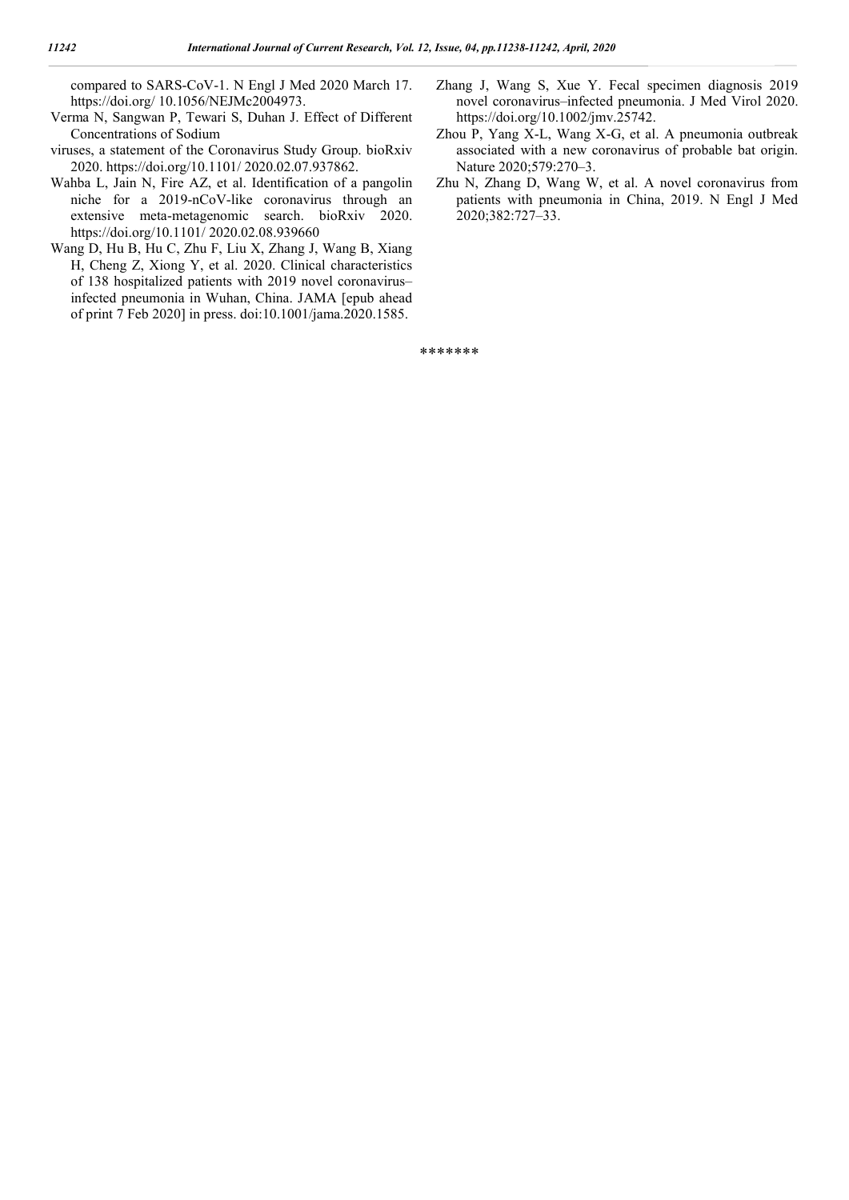compared to SARS-CoV-1. N Engl J Med 2020 March 17. https://doi.org/ 10.1056/NEJMc2004973.

Verma N, Sangwan P, Tewari S, Duhan J. Effect of Different Concentrations of Sodium

viruses, a statement of the Coronavirus Study Group. bioRxiv 2020. https://doi.org/10.1101/ 2020.02.07.937862.

Wahba L, Jain N, Fire AZ, et al. Identification of a pangolin niche for a 2019-nCoV-like coronavirus through an extensive meta-metagenomic search. bioRxiv 2020. https://doi.org/10.1101/ 2020.02.08.939660

Wang D, Hu B, Hu C, Zhu F, Liu X, Zhang J, Wang B, Xiang H, Cheng Z, Xiong Y, et al. 2020. Clinical characteristics of 138 hospitalized patients with 2019 novel coronavirus–infected pneumonia in Wuhan, China. JAMA [epub ahead of print 7 Feb 2020] in press. doi:10.1001/jama.2020.1585.

Zhang J, Wang S, Xue Y. Fecal specimen diagnosis 2019 novel coronavirus–infected pneumonia. J Med Virol 2020. https://doi.org/10.1002/jmv.25742.

Zhou P, Yang X-L, Wang X-G, et al. A pneumonia outbreak associated with a new coronavirus of probable bat origin. Nature 2020;579:270–3.

Zhu N, Zhang D, Wang W, et al. A novel coronavirus from patients with pneumonia in China, 2019. N Engl J Med 2020;382:727–33.

*******